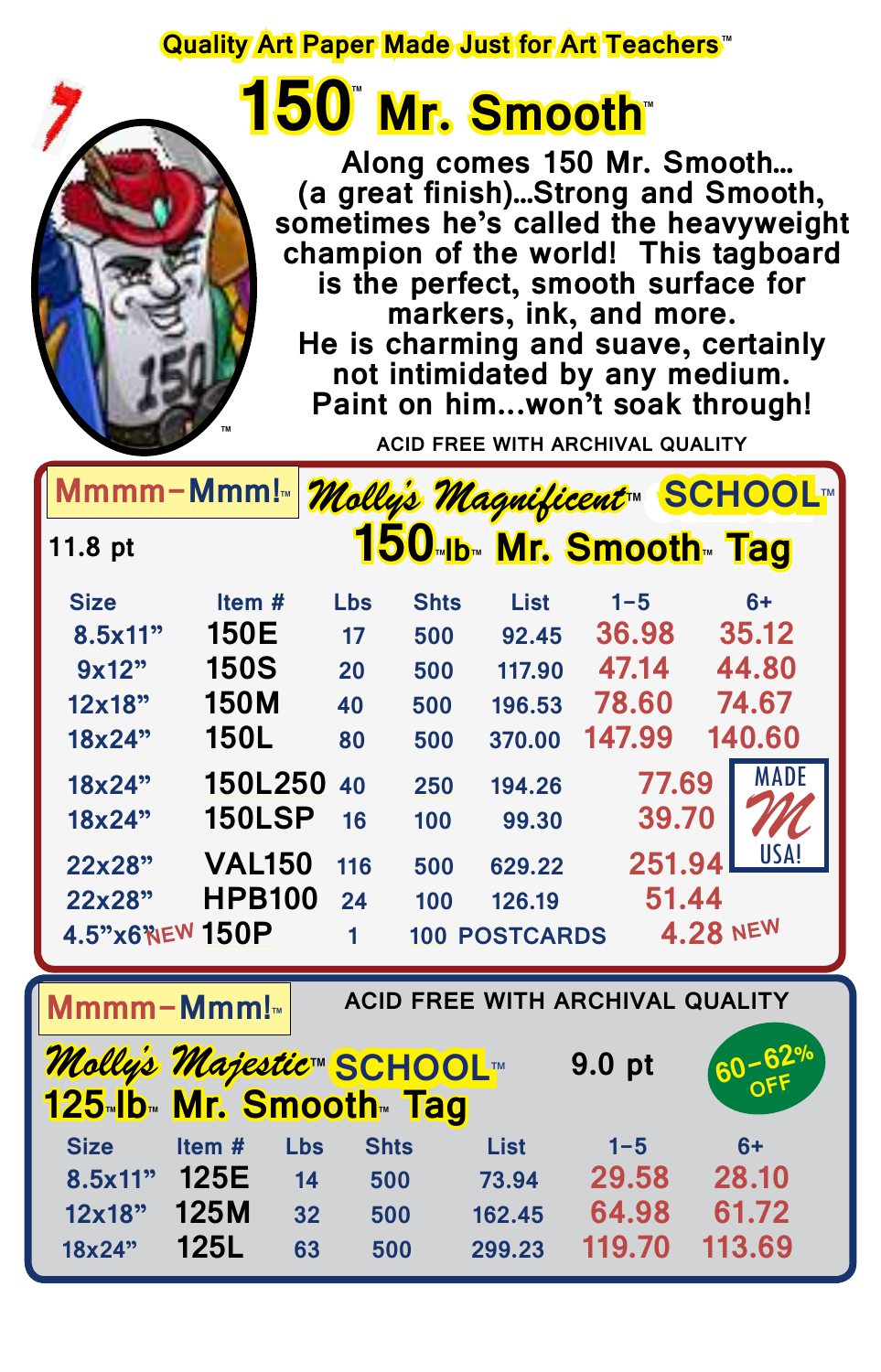Quality Art Paper Made Just for Art Teachers™

# 150™ Mr. Smooth™

Along comes 150 Mr. Smooth... (a great finish)...Strong and Smooth, sometimes he's called the heavyweight champion of the world! This tagboard is the perfect, smooth surface for markers, ink, and more. He is charming and suave, certainly not intimidated by any medium. Paint on him...won't soak through!

ACID FREE WITH ARCHIVAL QUALITY

## Mmmm–Mmm!™ Molly's Magnificent™ SCHOOL™ 150™lb™ Mr. Smooth™ Tag

11.8 pt

| Size | Item # | Lbs | Shts | List | 1–5 | 6+ |
|---|---|---|---|---|---|---|
| 8.5x11" | 150E | 17 | 500 | 92.45 | 36.98 | 35.12 |
| 9x12" | 150S | 20 | 500 | 117.90 | 47.14 | 44.80 |
| 12x18" | 150M | 40 | 500 | 196.53 | 78.60 | 74.67 |
| 18x24" | 150L | 80 | 500 | 370.00 | 147.99 | 140.60 |
| 18x24" | 150L250 | 40 | 250 | 194.26 | 77.69 | |
| 18x24" | 150LSP | 16 | 100 | 99.30 | 39.70 | |
| 22x28" | VAL150 | 116 | 500 | 629.22 | 251.94 | |
| 22x28" | HPB100 | 24 | 100 | 126.19 | 51.44 | |
| 4.5"x6" NEW | 150P | 1 | 100 POSTCARDS | | 4.28 NEW | |

MADE USA!

ACID FREE WITH ARCHIVAL QUALITY

## Mmmm–Mmm!™ Molly's Majestic™ SCHOOL™ 125 lb™ Mr. Smooth™ Tag

9.0 pt

60–62% OFF

| Size | Item # | Lbs | Shts | List | 1–5 | 6+ |
|---|---|---|---|---|---|---|
| 8.5x11" | 125E | 14 | 500 | 73.94 | 29.58 | 28.10 |
| 12x18" | 125M | 32 | 500 | 162.45 | 64.98 | 61.72 |
| 18x24" | 125L | 63 | 500 | 299.23 | 119.70 | 113.69 |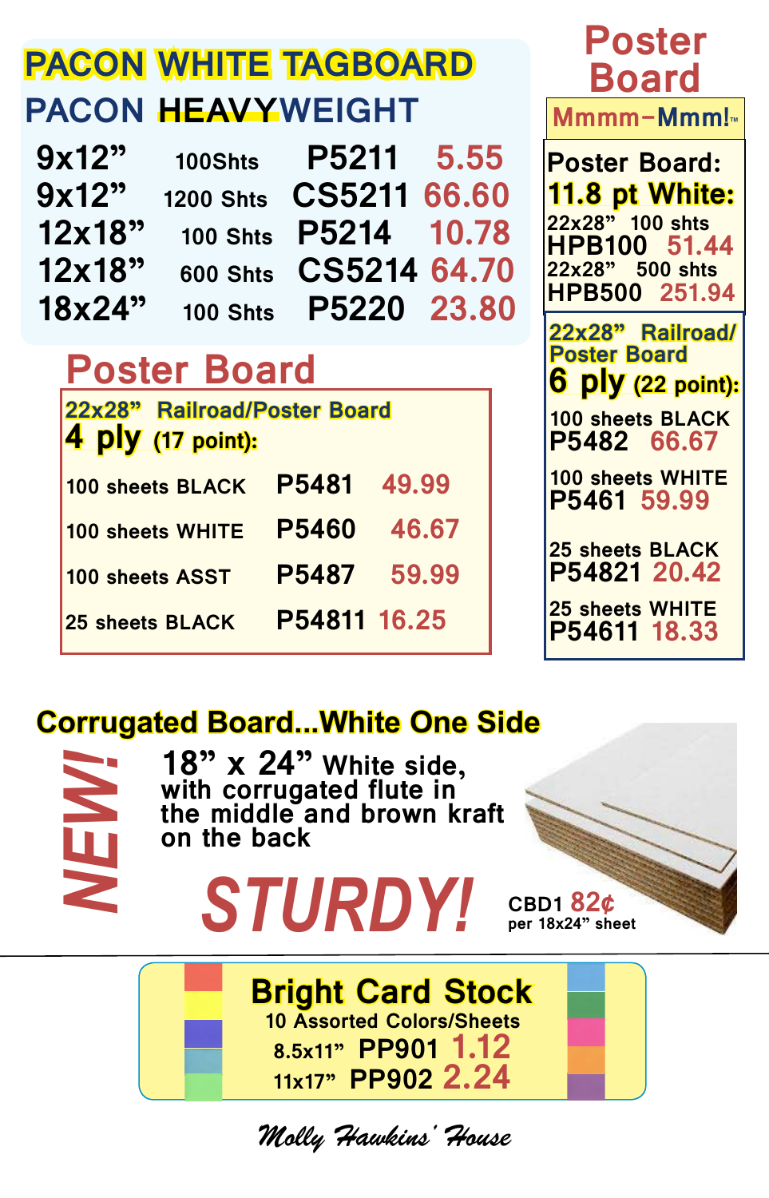# PACON WHITE TAGBOARD

## PACON HEAVYWEIGHT

| | | | |
|---|---|---|---|
| 9x12" | 100Shts | P5211 | 5.55 |
| 9x12" | 1200 Shts | CS5211 | 66.60 |
| 12x18" | 100 Shts | P5214 | 10.78 |
| 12x18" | 600 Shts | CS5214 | 64.70 |
| 18x24" | 100 Shts | P5220 | 23.80 |

## Poster Board

**22x28" Railroad/Poster Board**
**4 ply (17 point):**

| | | |
|---|---|---|
| 100 sheets BLACK | P5481 | 49.99 |
| 100 sheets WHITE | P5460 | 46.67 |
| 100 sheets ASST | P5487 | 59.99 |
| 25 sheets BLACK | P54811 | 16.25 |

## Poster Board

Mmmm–Mmm!™

**Poster Board:**
**11.8 pt White:**

22x28" 100 shts
**HPB100** 51.44

22x28" 500 shts
**HPB500** 251.94

**22x28" Railroad/ Poster Board**
**6 ply (22 point):**

100 sheets BLACK
**P5482** 66.67

100 sheets WHITE
**P5461** 59.99

25 sheets BLACK
**P54821** 20.42

25 sheets WHITE
**P54611** 18.33

## Corrugated Board...White One Side

*NEW!*

**18" x 24"** White side, with corrugated flute in the middle and brown kraft on the back

*STURDY!*

CBD1 82¢
per 18x24" sheet

## Bright Card Stock

10 Assorted Colors/Sheets

8.5x11" PP901 1.12

11x17" PP902 2.24

*Molly Hawkins' House*